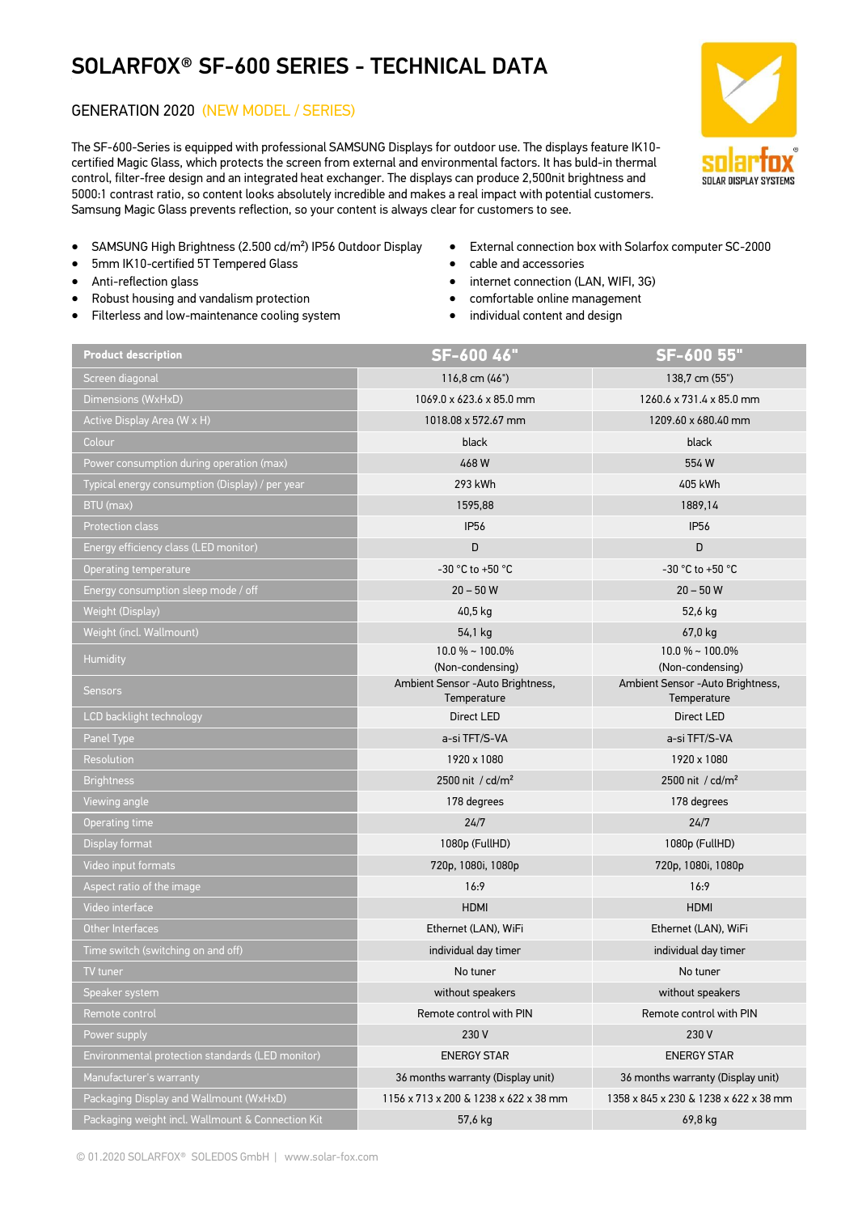# SOLARFOX® SF-600 SERIES - TECHNICAL DATA

## GENERATION 2020 (NEW MODEL / SERIES)

The SF-600-Series is equipped with professional SAMSUNG Displays for outdoor use. The displays feature IK10-certified Magic Glass, which protects the screen from external and environmental factors. It has buld-in thermal control, filter-free design and an integrated heat exchanger. The displays can produce 2,500nit brightness and 5000:1 contrast ratio, so content looks absolutely incredible and makes a real impact with potential customers. Samsung Magic Glass prevents reflection, so your content is always clear for customers to see.

- SAMSUNG High Brightness (2.500 cd/m²) IP56 Outdoor Display
- 5mm IK10-certified 5T Tempered Glass
- Anti-reflection glass
- Robust housing and vandalism protection
- Filterless and low-maintenance cooling system
- External connection box with Solarfox computer SC-2000
- cable and accessories
- internet connection (LAN, WIFI, 3G)
- comfortable online management
- individual content and design

| Product description | SF-600 46" | SF-600 55" |
|---|---|---|
| Screen diagonal | 116,8 cm (46") | 138,7 cm (55") |
| Dimensions (WxHxD) | 1069.0 x 623.6 x 85.0 mm | 1260.6 x 731.4 x 85.0 mm |
| Active Display Area (W x H) | 1018.08 x 572.67 mm | 1209.60 x 680.40 mm |
| Colour | black | black |
| Power consumption during operation (max) | 468 W | 554 W |
| Typical energy consumption (Display) / per year | 293 kWh | 405 kWh |
| BTU (max) | 1595,88 | 1889,14 |
| Protection class | IP56 | IP56 |
| Energy efficiency class (LED monitor) | D | D |
| Operating temperature | -30 °C to +50 °C | -30 °C to +50 °C |
| Energy consumption sleep mode / off | 20 – 50 W | 20 – 50 W |
| Weight (Display) | 40,5 kg | 52,6 kg |
| Weight (incl. Wallmount) | 54,1 kg | 67,0 kg |
| Humidity | 10.0 % ~ 100.0% (Non-condensing) | 10.0 % ~ 100.0% (Non-condensing) |
| Sensors | Ambient Sensor -Auto Brightness, Temperature | Ambient Sensor -Auto Brightness, Temperature |
| LCD backlight technology | Direct LED | Direct LED |
| Panel Type | a-si TFT/S-VA | a-si TFT/S-VA |
| Resolution | 1920 x 1080 | 1920 x 1080 |
| Brightness | 2500 nit / cd/m² | 2500 nit / cd/m² |
| Viewing angle | 178 degrees | 178 degrees |
| Operating time | 24/7 | 24/7 |
| Display format | 1080p (FullHD) | 1080p (FullHD) |
| Video input formats | 720p, 1080i, 1080p | 720p, 1080i, 1080p |
| Aspect ratio of the image | 16:9 | 16:9 |
| Video interface | HDMI | HDMI |
| Other Interfaces | Ethernet (LAN), WiFi | Ethernet (LAN), WiFi |
| Time switch (switching on and off) | individual day timer | individual day timer |
| TV tuner | No tuner | No tuner |
| Speaker system | without speakers | without speakers |
| Remote control | Remote control with PIN | Remote control with PIN |
| Power supply | 230 V | 230 V |
| Environmental protection standards (LED monitor) | ENERGY STAR | ENERGY STAR |
| Manufacturer's warranty | 36 months warranty (Display unit) | 36 months warranty (Display unit) |
| Packaging Display and Wallmount (WxHxD) | 1156 x 713 x 200 & 1238 x 622 x 38 mm | 1358 x 845 x 230 & 1238 x 622 x 38 mm |
| Packaging weight incl. Wallmount & Connection Kit | 57,6 kg | 69,8 kg |

© 01.2020 SOLARFOX® SOLEDOS GmbH | www.solar-fox.com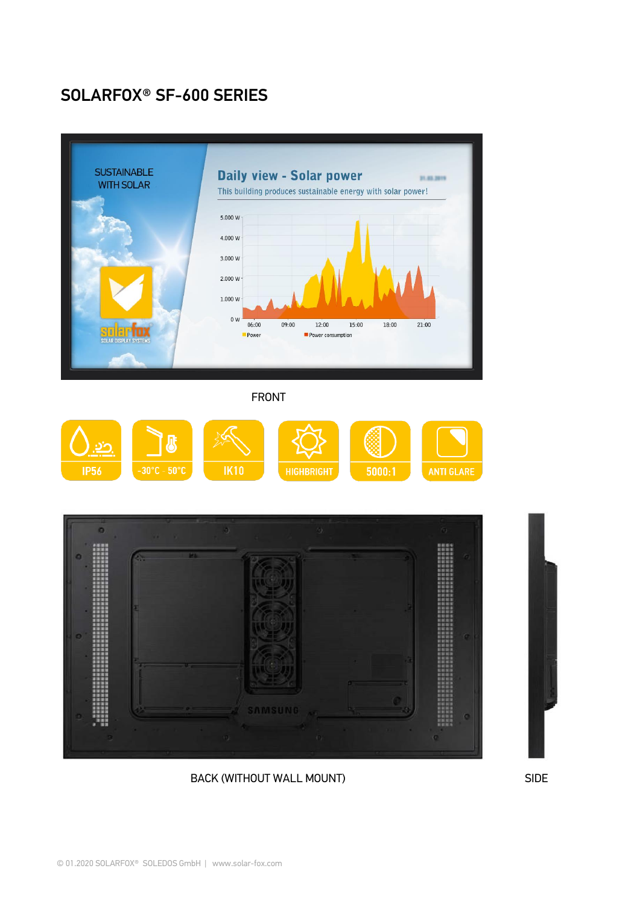# SOLARFOX® SF-600 SERIES

FRONT

IP56 | -30°C - 50°C | IK10 | HIGHBRIGHT | 5000:1 | ANTI GLARE

BACK (WITHOUT WALL MOUNT)

SIDE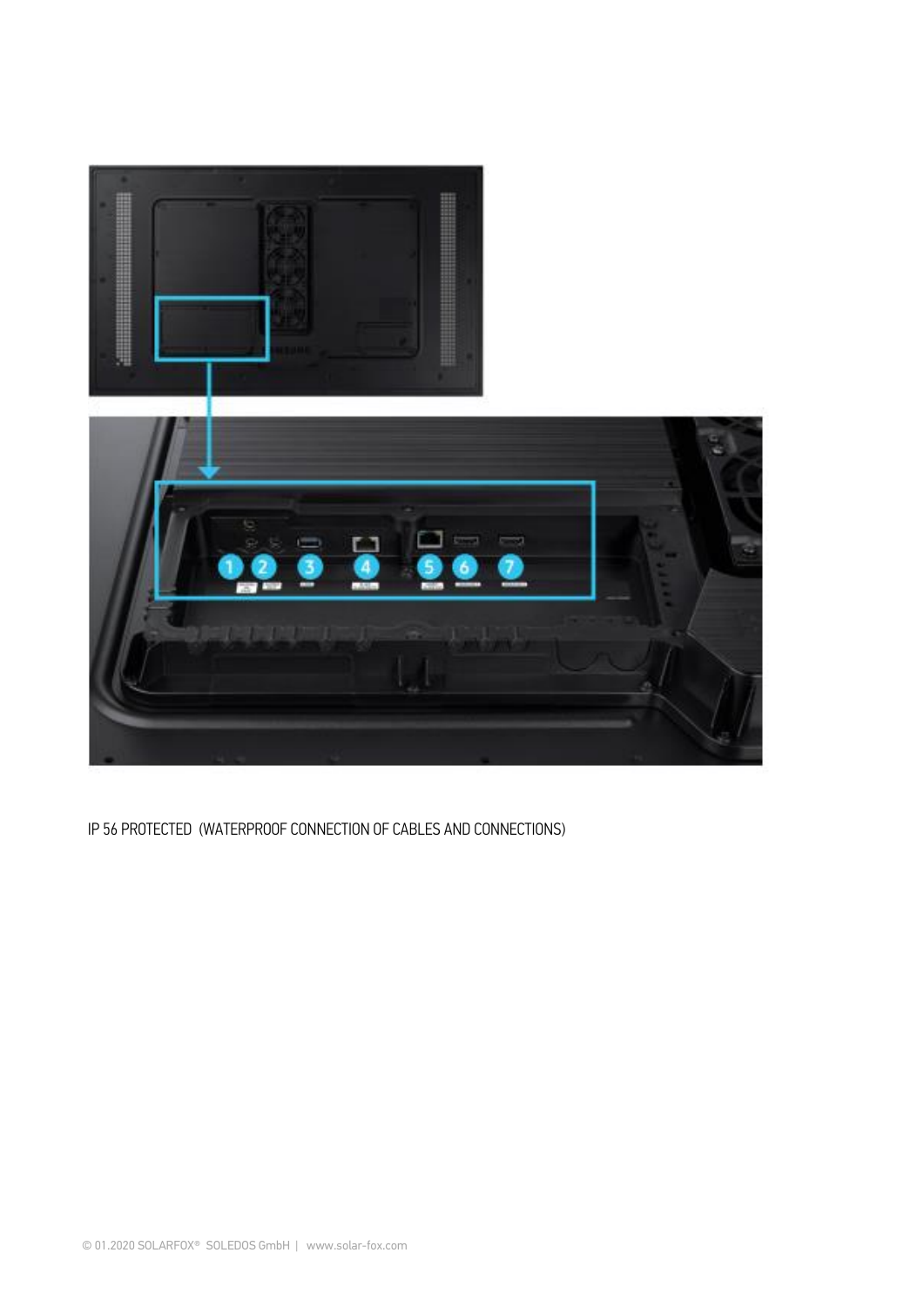IP 56 PROTECTED  (WATERPROOF CONNECTION OF CABLES AND CONNECTIONS)